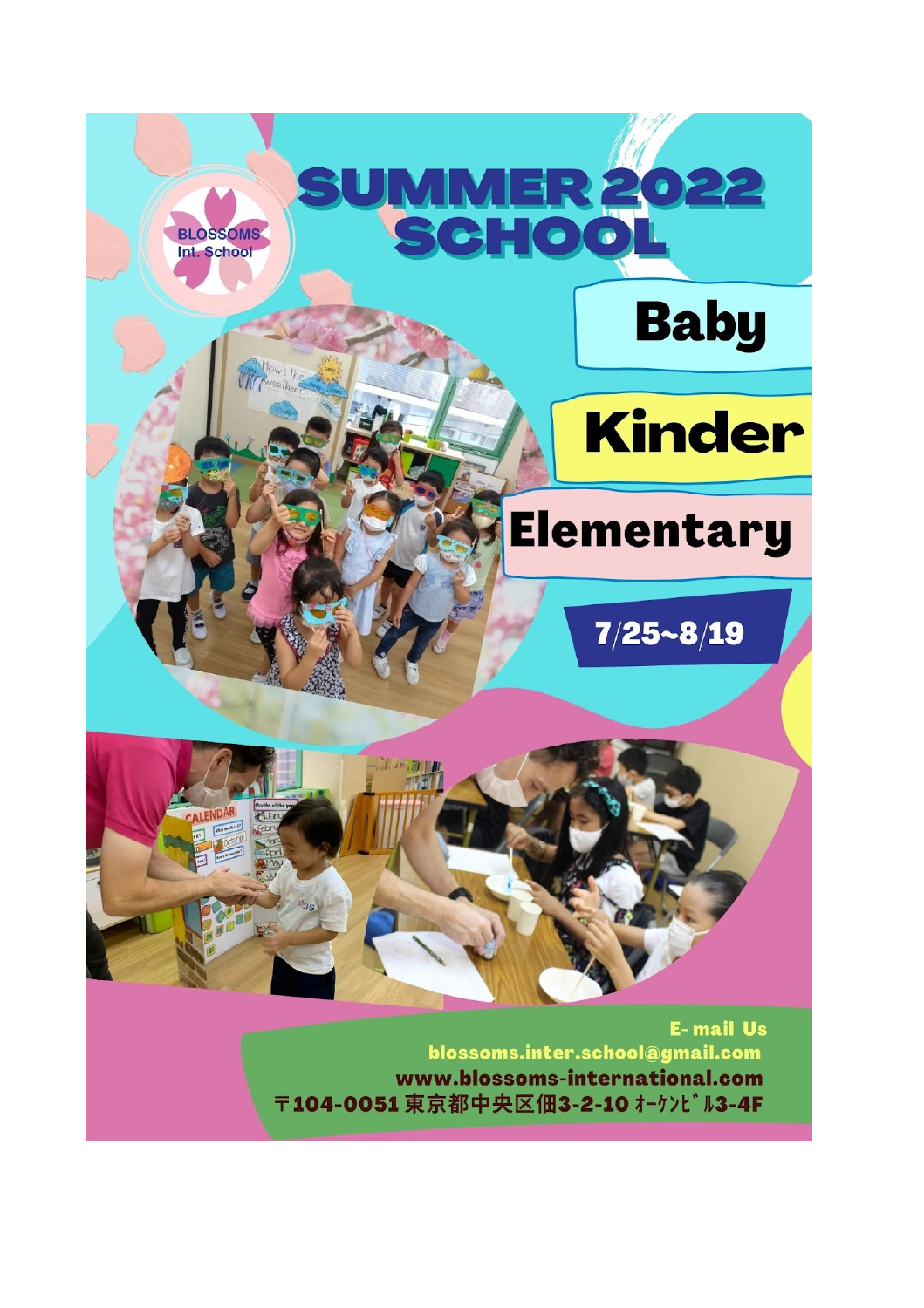BLOSSOMS Int. School

# SUMMER 2022 SCHOOL

## Baby

## Kinder

## Elementary

**7/25~8/19**

**E- mail Us**

blossoms.inter.school@gmail.com

www.blossoms-international.com

〒104-0051 東京都中央区佃3-2-10 ｵｰｹﾝﾋﾞﾙ3-4F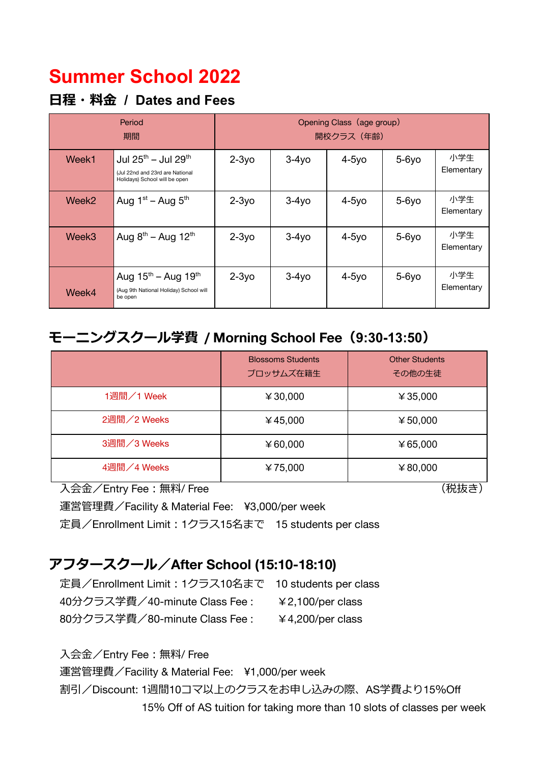# Summer School 2022

## 日程・料金 / Dates and Fees

| Period 期間 | | Opening Class（age group） 開校クラス（年齢） | | | | |
|---|---|---|---|---|---|---|
| Week1 | Jul 25th – Jul 29th (Jul 22nd and 23rd are National Holidays) School will be open | 2-3yo | 3-4yo | 4-5yo | 5-6yo | 小学生 Elementary |
| Week2 | Aug 1st – Aug 5th | 2-3yo | 3-4yo | 4-5yo | 5-6yo | 小学生 Elementary |
| Week3 | Aug 8th – Aug 12th | 2-3yo | 3-4yo | 4-5yo | 5-6yo | 小学生 Elementary |
| Week4 | Aug 15th – Aug 19th (Aug 9th National Holiday) School will be open | 2-3yo | 3-4yo | 4-5yo | 5-6yo | 小学生 Elementary |

## モーニングスクール学費 / Morning School Fee（9:30-13:50）

| | Blossoms Students ブロッサムズ在籍生 | Other Students その他の生徒 |
|---|---|---|
| 1週間／1 Week | ￥30,000 | ￥35,000 |
| 2週間／2 Weeks | ￥45,000 | ￥50,000 |
| 3週間／3 Weeks | ￥60,000 | ￥65,000 |
| 4週間／4 Weeks | ￥75,000 | ￥80,000 |

（税抜き）

入会金／Entry Fee：無料/ Free

運営管理費／Facility & Material Fee: ¥3,000/per week

定員／Enrollment Limit：1クラス15名まで 15 students per class

## アフタースクール／After School (15:10-18:10)

定員／Enrollment Limit：1クラス10名まで 10 students per class

40分クラス学費／40-minute Class Fee : ￥2,100/per class

80分クラス学費／80-minute Class Fee : ￥4,200/per class

入会金／Entry Fee：無料/ Free

運営管理費／Facility & Material Fee: ¥1,000/per week

割引／Discount: 1週間10コマ以上のクラスをお申し込みの際、AS学費より15%Off

15% Off of AS tuition for taking more than 10 slots of classes per week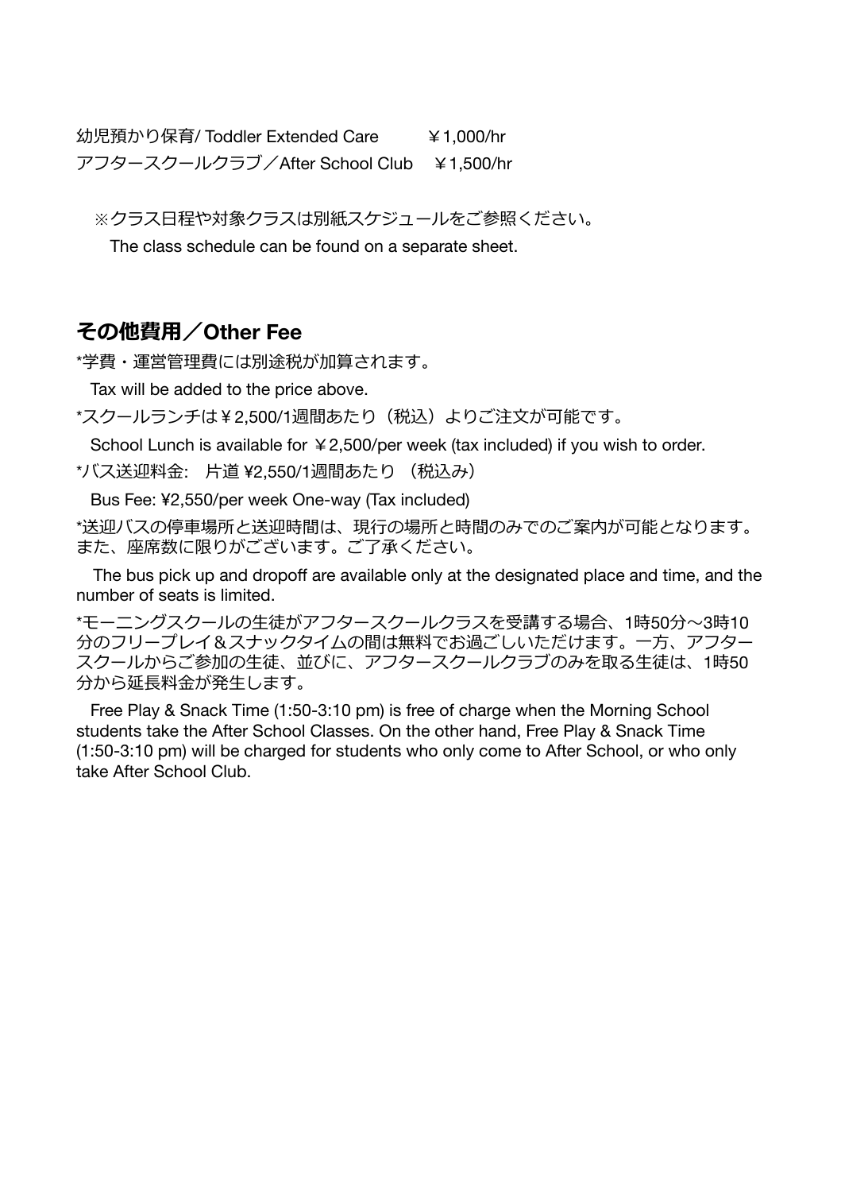幼児預かり保育/ Toddler Extended Care　　￥1,000/hr

アフタースクールクラブ／After School Club　￥1,500/hr

※クラス日程や対象クラスは別紙スケジュールをご参照ください。

The class schedule can be found on a separate sheet.

## その他費用／Other Fee

*学費・運営管理費には別途税が加算されます。

Tax will be added to the price above.

*スクールランチは￥2,500/1週間あたり（税込）よりご注文が可能です。

School Lunch is available for ￥2,500/per week (tax included) if you wish to order.

*バス送迎料金:　片道 ¥2,550/1週間あたり （税込み）

Bus Fee: ¥2,550/per week One-way (Tax included)

*送迎バスの停車場所と送迎時間は、現行の場所と時間のみでのご案内が可能となります。また、座席数に限りがございます。ご了承ください。

The bus pick up and dropoff are available only at the designated place and time, and the number of seats is limited.

*モーニングスクールの生徒がアフタースクールクラスを受講する場合、1時50分〜3時10分のフリープレイ＆スナックタイムの間は無料でお過ごしいただけます。一方、アフタースクールからご参加の生徒、並びに、アフタースクールクラブのみを取る生徒は、1時50分から延長料金が発生します。

Free Play & Snack Time (1:50-3:10 pm) is free of charge when the Morning School students take the After School Classes. On the other hand, Free Play & Snack Time (1:50-3:10 pm) will be charged for students who only come to After School, or who only take After School Club.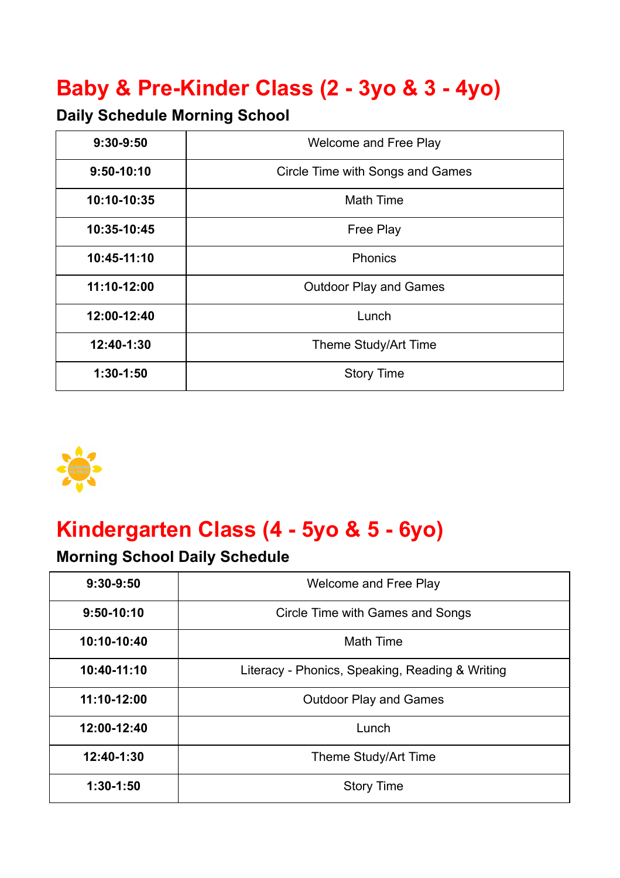# Baby & Pre-Kinder Class (2 - 3yo & 3 - 4yo)

### Daily Schedule Morning School

| Time | Activity |
|---|---|
| **9:30-9:50** | Welcome and Free Play |
| **9:50-10:10** | Circle Time with Songs and Games |
| **10:10-10:35** | Math Time |
| **10:35-10:45** | Free Play |
| **10:45-11:10** | Phonics |
| **11:10-12:00** | Outdoor Play and Games |
| **12:00-12:40** | Lunch |
| **12:40-1:30** | Theme Study/Art Time |
| **1:30-1:50** | Story Time |

# Kindergarten Class (4 - 5yo & 5 - 6yo)

### Morning School Daily Schedule

| Time | Activity |
|---|---|
| **9:30-9:50** | Welcome and Free Play |
| **9:50-10:10** | Circle Time with Games and Songs |
| **10:10-10:40** | Math Time |
| **10:40-11:10** | Literacy - Phonics, Speaking, Reading & Writing |
| **11:10-12:00** | Outdoor Play and Games |
| **12:00-12:40** | Lunch |
| **12:40-1:30** | Theme Study/Art Time |
| **1:30-1:50** | Story Time |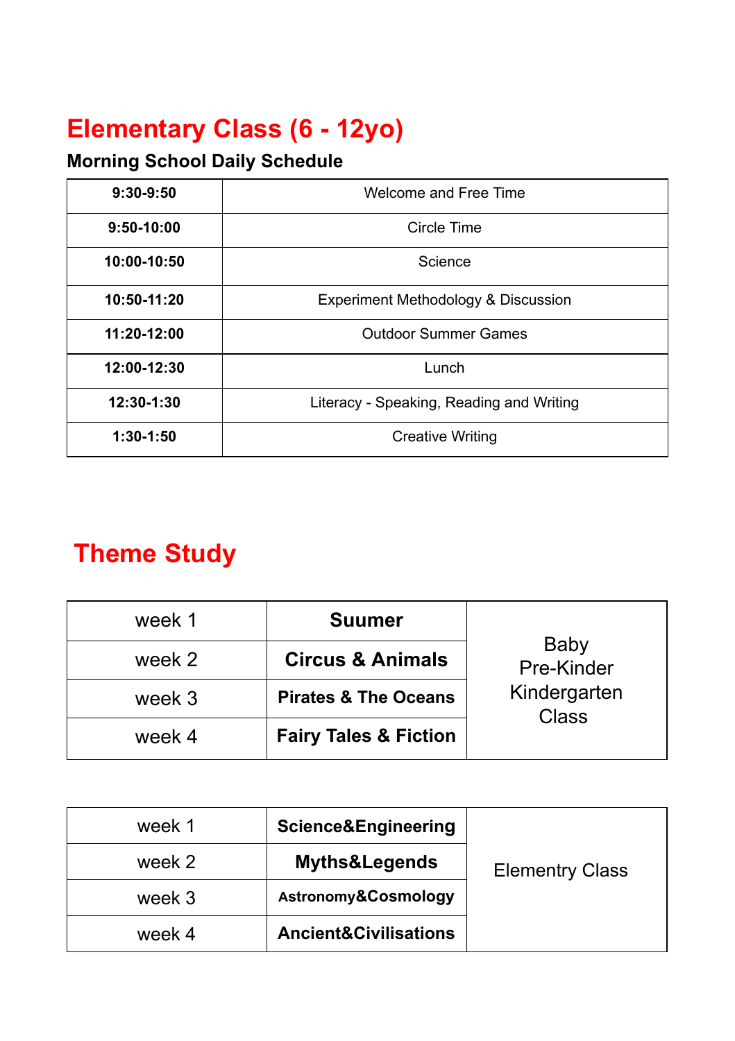# Elementary Class (6 - 12yo)

### Morning School Daily Schedule

| | |
|---|---|
| **9:30-9:50** | Welcome and Free Time |
| **9:50-10:00** | Circle Time |
| **10:00-10:50** | Science |
| **10:50-11:20** | Experiment Methodology & Discussion |
| **11:20-12:00** | Outdoor Summer Games |
| **12:00-12:30** | Lunch |
| **12:30-1:30** | Literacy - Speaking, Reading and Writing |
| **1:30-1:50** | Creative Writing |

# Theme Study

| | | |
|---|---|---|
| week 1 | **Suumer** | Baby Pre-Kinder Kindergarten Class |
| week 2 | **Circus & Animals** | |
| week 3 | **Pirates & The Oceans** | |
| week 4 | **Fairy Tales & Fiction** | |

| | | |
|---|---|---|
| week 1 | **Science&Engineering** | Elementry Class |
| week 2 | **Myths&Legends** | |
| week 3 | **Astronomy&Cosmology** | |
| week 4 | **Ancient&Civilisations** | |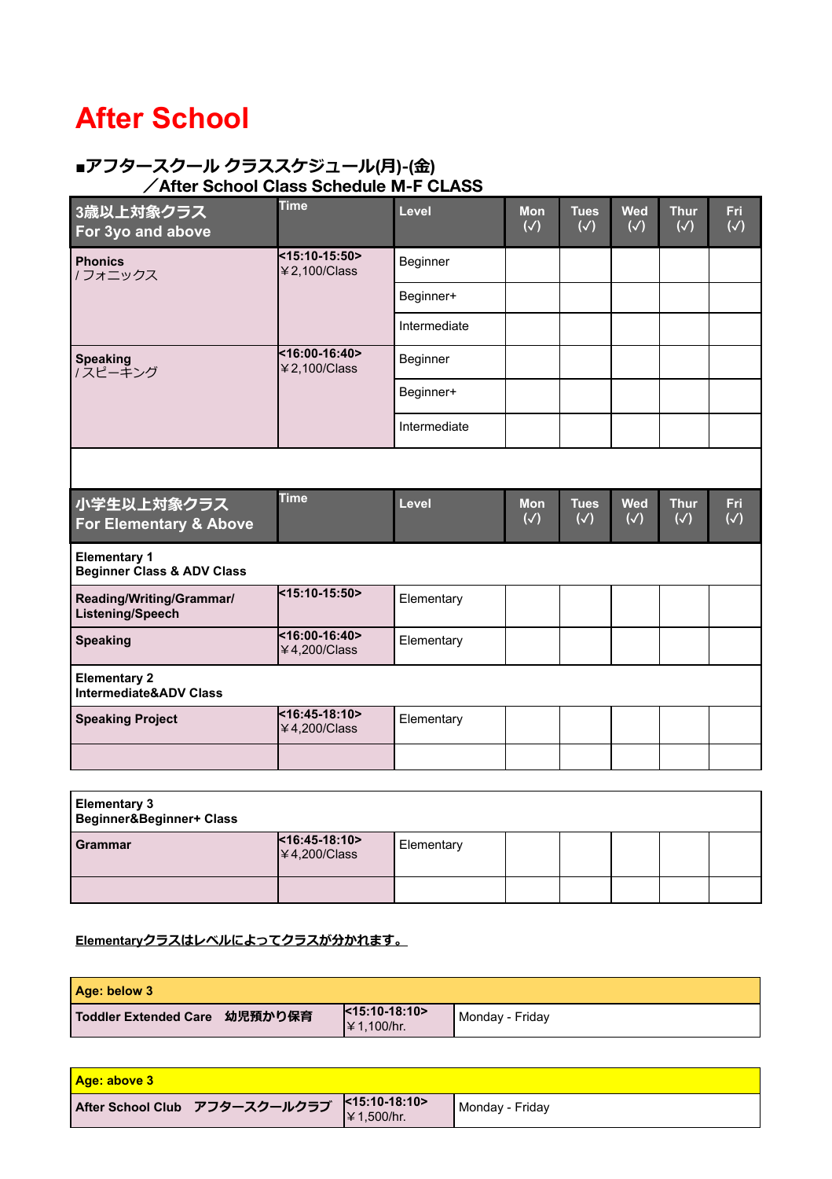# After School

## ■アフタースクール クラススケジュール(月)-(金)
## ／After School Class Schedule M-F CLASS

| 3歳以上対象クラス For 3yo and above | Time | Level | Mon (✓) | Tues (✓) | Wed (✓) | Thur (✓) | Fri (✓) |
|---|---|---|---|---|---|---|---|
| **Phonics** / フォニックス | **<15:10-15:50>** ￥2,100/Class | Beginner | | | | | |
| | | Beginner+ | | | | | |
| | | Intermediate | | | | | |
| **Speaking** / スピーキング | **<16:00-16:40>** ￥2,100/Class | Beginner | | | | | |
| | | Beginner+ | | | | | |
| | | Intermediate | | | | | |

| 小学生以上対象クラス For Elementary & Above | Time | Level | Mon (✓) | Tues (✓) | Wed (✓) | Thur (✓) | Fri (✓) |
|---|---|---|---|---|---|---|---|
| **Elementary 1 Beginner Class & ADV Class** | | | | | | | |
| **Reading/Writing/Grammar/ Listening/Speech** | **<15:10-15:50>** | Elementary | | | | | |
| **Speaking** | **<16:00-16:40>** ￥4,200/Class | Elementary | | | | | |
| **Elementary 2 Intermediate&ADV Class** | | | | | | | |
| **Speaking Project** | **<16:45-18:10>** ￥4,200/Class | Elementary | | | | | |
| | | | | | | | |
| **Elementary 3 Beginner&Beginner+ Class** | | | | | | | |
| **Grammar** | **<16:45-18:10>** ￥4,200/Class | Elementary | | | | | |
| | | | | | | | |

**Elementaryクラスはレベルによってクラスが分かれます。**

| Age: below 3 | | |
|---|---|---|
| **Toddler Extended Care 幼児預かり保育** | **<15:10-18:10>** ￥1,100/hr. | Monday - Friday |

| Age: above 3 | | |
|---|---|---|
| **After School Club アフタースクールクラブ** | **<15:10-18:10>** ￥1,500/hr. | Monday - Friday |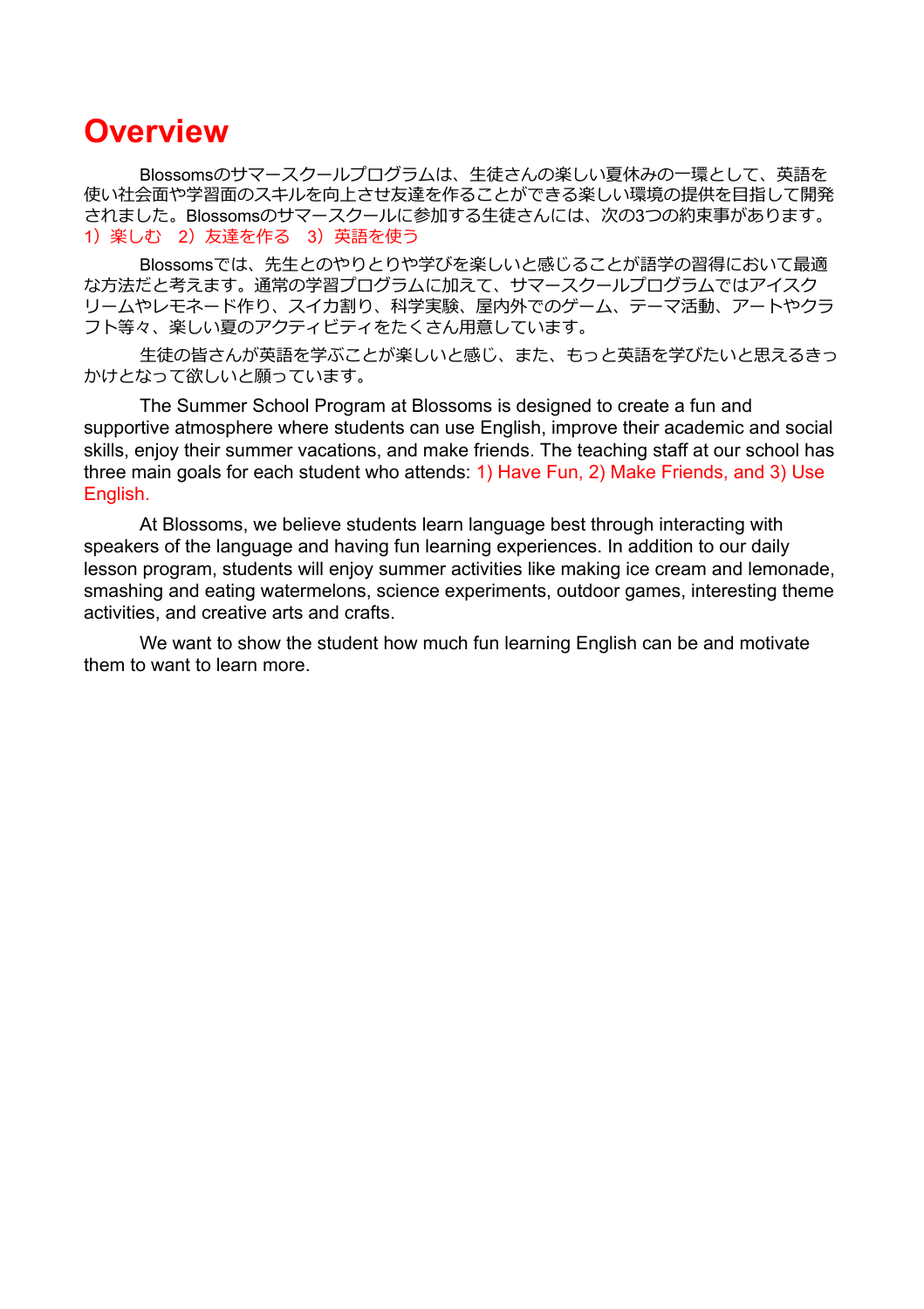# Overview

Blossomsのサマースクールプログラムは、生徒さんの楽しい夏休みの一環として、英語を使い社会面や学習面のスキルを向上させ友達を作ることができる楽しい環境の提供を目指して開発されました。Blossomsのサマースクールに参加する生徒さんには、次の3つの約束事があります。
1）楽しむ　2）友達を作る　3）英語を使う

Blossomsでは、先生とのやりとりや学びを楽しいと感じることが語学の習得において最適な方法だと考えます。通常の学習プログラムに加えて、サマースクールプログラムではアイスクリームやレモネード作り、スイカ割り、科学実験、屋内外でのゲーム、テーマ活動、アートやクラフト等々、楽しい夏のアクティビティをたくさん用意しています。

生徒の皆さんが英語を学ぶことが楽しいと感じ、また、もっと英語を学びたいと思えるきっかけとなって欲しいと願っています。

The Summer School Program at Blossoms is designed to create a fun and supportive atmosphere where students can use English, improve their academic and social skills, enjoy their summer vacations, and make friends. The teaching staff at our school has three main goals for each student who attends: 1) Have Fun, 2) Make Friends, and 3) Use English.

At Blossoms, we believe students learn language best through interacting with speakers of the language and having fun learning experiences. In addition to our daily lesson program, students will enjoy summer activities like making ice cream and lemonade, smashing and eating watermelons, science experiments, outdoor games, interesting theme activities, and creative arts and crafts.

We want to show the student how much fun learning English can be and motivate them to want to learn more.